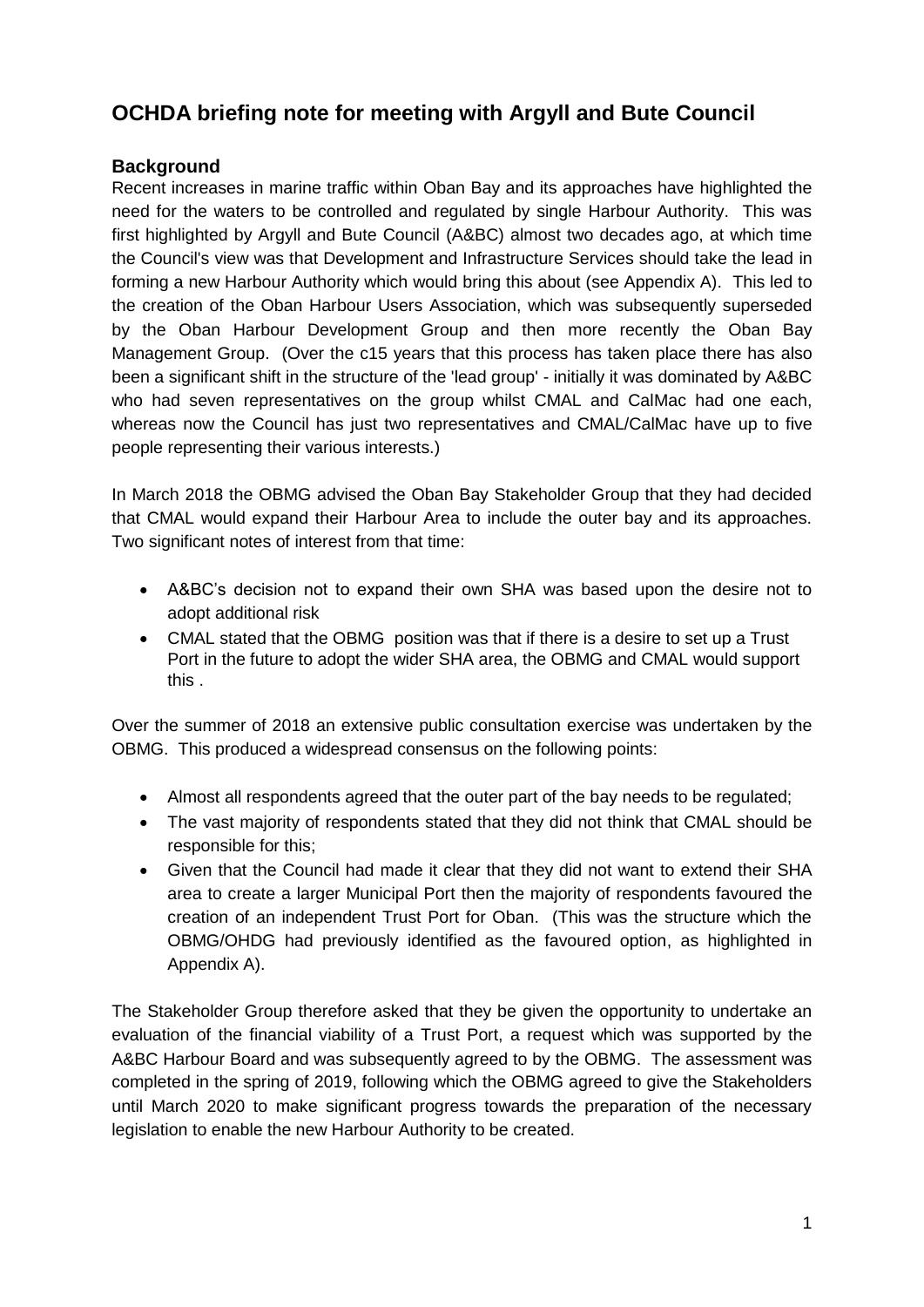# OCHDA briefing note for meeting with Argyll and Bute Council

## Background

Recent increases in marine traffic within Oban Bay and its approaches have highlighted the need for the waters to be controlled and regulated by single Harbour Authority. This was first highlighted by Argyll and Bute Council (A&BC) almost two decades ago, at which time the Council's view was that Development and Infrastructure Services should take the lead in forming a new Harbour Authority which would bring this about (see Appendix A). This led to the creation of the Oban Harbour Users Association, which was subsequently superseded by the Oban Harbour Development Group and then more recently the Oban Bay Management Group. (Over the c15 years that this process has taken place there has also been a significant shift in the structure of the 'lead group' - initially it was dominated by A&BC who had seven representatives on the group whilst CMAL and CalMac had one each, whereas now the Council has just two representatives and CMAL/CalMac have up to five people representing their various interests.)

In March 2018 the OBMG advised the Oban Bay Stakeholder Group that they had decided that CMAL would expand their Harbour Area to include the outer bay and its approaches. Two significant notes of interest from that time:

- A&BC's decision not to expand their own SHA was based upon the desire not to adopt additional risk
- CMAL stated that the OBMG position was that if there is a desire to set up a Trust Port in the future to adopt the wider SHA area, the OBMG and CMAL would support this .

Over the summer of 2018 an extensive public consultation exercise was undertaken by the OBMG. This produced a widespread consensus on the following points:

- Almost all respondents agreed that the outer part of the bay needs to be regulated;
- The vast majority of respondents stated that they did not think that CMAL should be responsible for this;
- Given that the Council had made it clear that they did not want to extend their SHA area to create a larger Municipal Port then the majority of respondents favoured the creation of an independent Trust Port for Oban. (This was the structure which the OBMG/OHDG had previously identified as the favoured option, as highlighted in Appendix A).

The Stakeholder Group therefore asked that they be given the opportunity to undertake an evaluation of the financial viability of a Trust Port, a request which was supported by the A&BC Harbour Board and was subsequently agreed to by the OBMG. The assessment was completed in the spring of 2019, following which the OBMG agreed to give the Stakeholders until March 2020 to make significant progress towards the preparation of the necessary legislation to enable the new Harbour Authority to be created.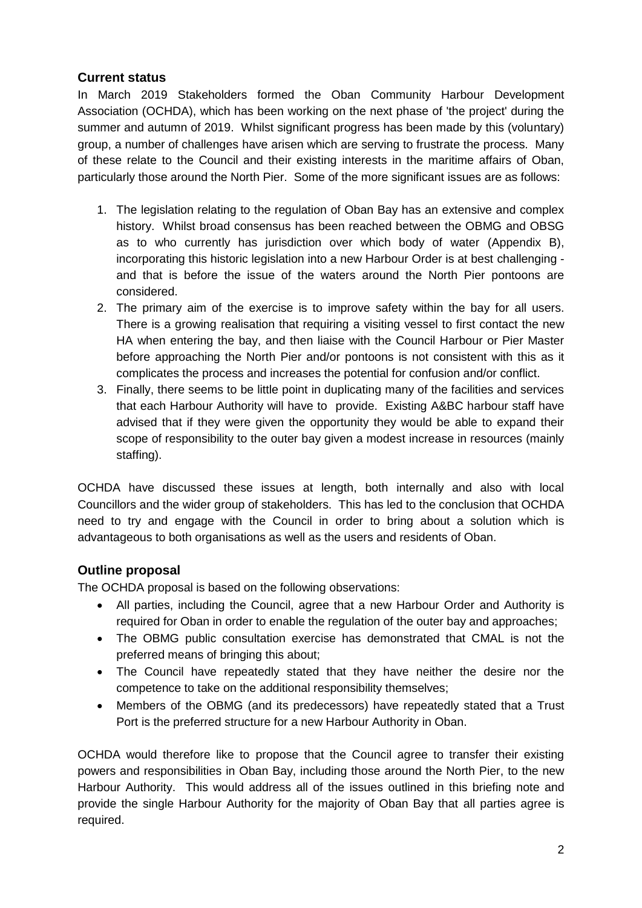## Current status

In March 2019 Stakeholders formed the Oban Community Harbour Development Association (OCHDA), which has been working on the next phase of 'the project' during the summer and autumn of 2019. Whilst significant progress has been made by this (voluntary) group, a number of challenges have arisen which are serving to frustrate the process. Many of these relate to the Council and their existing interests in the maritime affairs of Oban, particularly those around the North Pier. Some of the more significant issues are as follows:

1. The legislation relating to the regulation of Oban Bay has an extensive and complex history. Whilst broad consensus has been reached between the OBMG and OBSG as to who currently has jurisdiction over which body of water (Appendix B), incorporating this historic legislation into a new Harbour Order is at best challenging - and that is before the issue of the waters around the North Pier pontoons are considered.
2. The primary aim of the exercise is to improve safety within the bay for all users. There is a growing realisation that requiring a visiting vessel to first contact the new HA when entering the bay, and then liaise with the Council Harbour or Pier Master before approaching the North Pier and/or pontoons is not consistent with this as it complicates the process and increases the potential for confusion and/or conflict.
3. Finally, there seems to be little point in duplicating many of the facilities and services that each Harbour Authority will have to provide. Existing A&BC harbour staff have advised that if they were given the opportunity they would be able to expand their scope of responsibility to the outer bay given a modest increase in resources (mainly staffing).

OCHDA have discussed these issues at length, both internally and also with local Councillors and the wider group of stakeholders. This has led to the conclusion that OCHDA need to try and engage with the Council in order to bring about a solution which is advantageous to both organisations as well as the users and residents of Oban.

## Outline proposal

The OCHDA proposal is based on the following observations:

- All parties, including the Council, agree that a new Harbour Order and Authority is required for Oban in order to enable the regulation of the outer bay and approaches;
- The OBMG public consultation exercise has demonstrated that CMAL is not the preferred means of bringing this about;
- The Council have repeatedly stated that they have neither the desire nor the competence to take on the additional responsibility themselves;
- Members of the OBMG (and its predecessors) have repeatedly stated that a Trust Port is the preferred structure for a new Harbour Authority in Oban.

OCHDA would therefore like to propose that the Council agree to transfer their existing powers and responsibilities in Oban Bay, including those around the North Pier, to the new Harbour Authority. This would address all of the issues outlined in this briefing note and provide the single Harbour Authority for the majority of Oban Bay that all parties agree is required.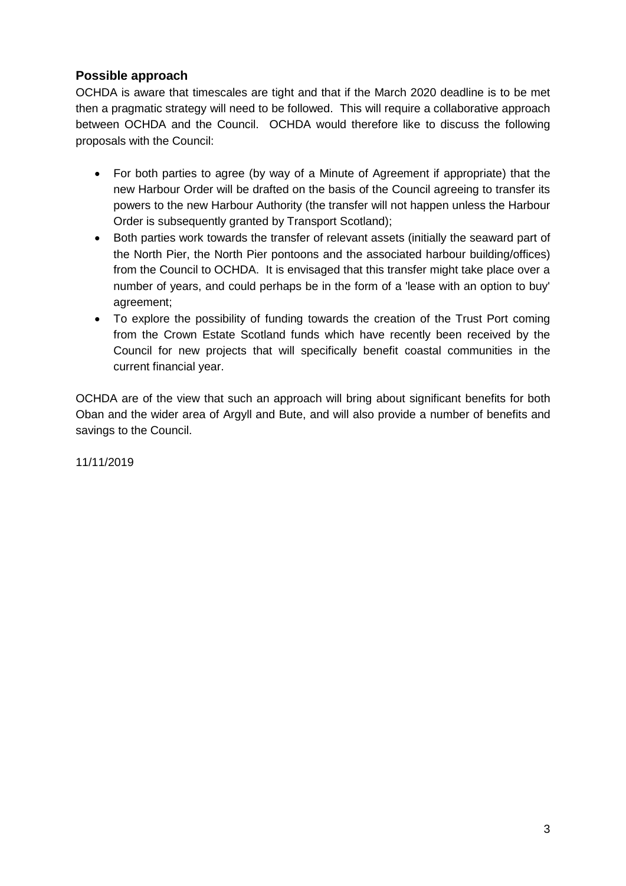### Possible approach

OCHDA is aware that timescales are tight and that if the March 2020 deadline is to be met then a pragmatic strategy will need to be followed. This will require a collaborative approach between OCHDA and the Council. OCHDA would therefore like to discuss the following proposals with the Council:

- For both parties to agree (by way of a Minute of Agreement if appropriate) that the new Harbour Order will be drafted on the basis of the Council agreeing to transfer its powers to the new Harbour Authority (the transfer will not happen unless the Harbour Order is subsequently granted by Transport Scotland);
- Both parties work towards the transfer of relevant assets (initially the seaward part of the North Pier, the North Pier pontoons and the associated harbour building/offices) from the Council to OCHDA. It is envisaged that this transfer might take place over a number of years, and could perhaps be in the form of a 'lease with an option to buy' agreement;
- To explore the possibility of funding towards the creation of the Trust Port coming from the Crown Estate Scotland funds which have recently been received by the Council for new projects that will specifically benefit coastal communities in the current financial year.

OCHDA are of the view that such an approach will bring about significant benefits for both Oban and the wider area of Argyll and Bute, and will also provide a number of benefits and savings to the Council.

11/11/2019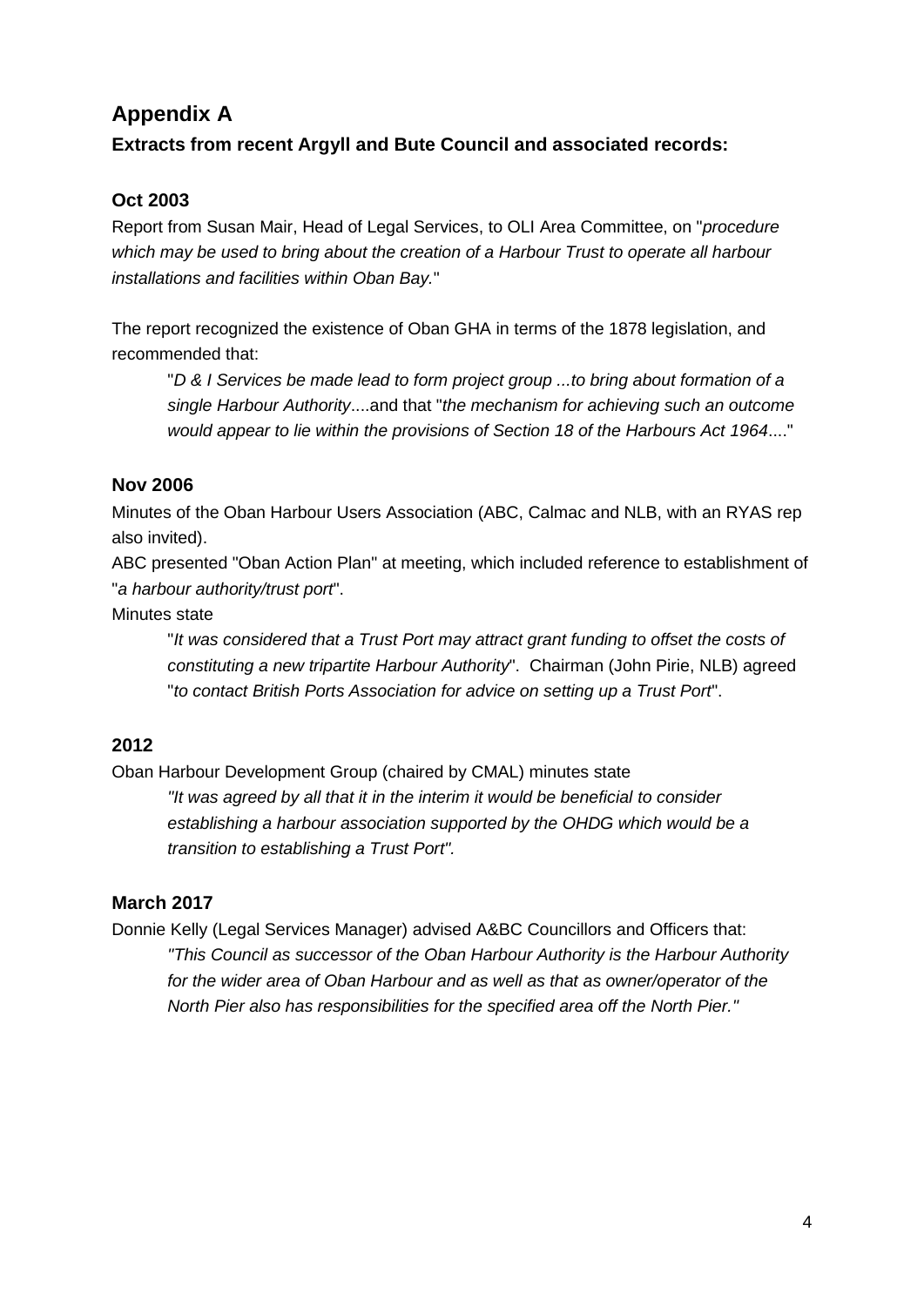## Appendix A

### Extracts from recent Argyll and Bute Council and associated records:

### Oct 2003

Report from Susan Mair, Head of Legal Services, to OLI Area Committee, on "*procedure which may be used to bring about the creation of a Harbour Trust to operate all harbour installations and facilities within Oban Bay.*"

The report recognized the existence of Oban GHA in terms of the 1878 legislation, and recommended that:

> "*D & I Services be made lead to form project group ...to bring about formation of a single Harbour Authority*....and that "*the mechanism for achieving such an outcome would appear to lie within the provisions of Section 18 of the Harbours Act 1964*...."

### Nov 2006

Minutes of the Oban Harbour Users Association (ABC, Calmac and NLB, with an RYAS rep also invited).

ABC presented "Oban Action Plan" at meeting, which included reference to establishment of "*a harbour authority/trust port*".

Minutes state

> "*It was considered that a Trust Port may attract grant funding to offset the costs of constituting a new tripartite Harbour Authority*". Chairman (John Pirie, NLB) agreed "*to contact British Ports Association for advice on setting up a Trust Port*".

### 2012

Oban Harbour Development Group (chaired by CMAL) minutes state

> *"It was agreed by all that it in the interim it would be beneficial to consider establishing a harbour association supported by the OHDG which would be a transition to establishing a Trust Port".*

### March 2017

Donnie Kelly (Legal Services Manager) advised A&BC Councillors and Officers that:

> *"This Council as successor of the Oban Harbour Authority is the Harbour Authority for the wider area of Oban Harbour and as well as that as owner/operator of the North Pier also has responsibilities for the specified area off the North Pier."*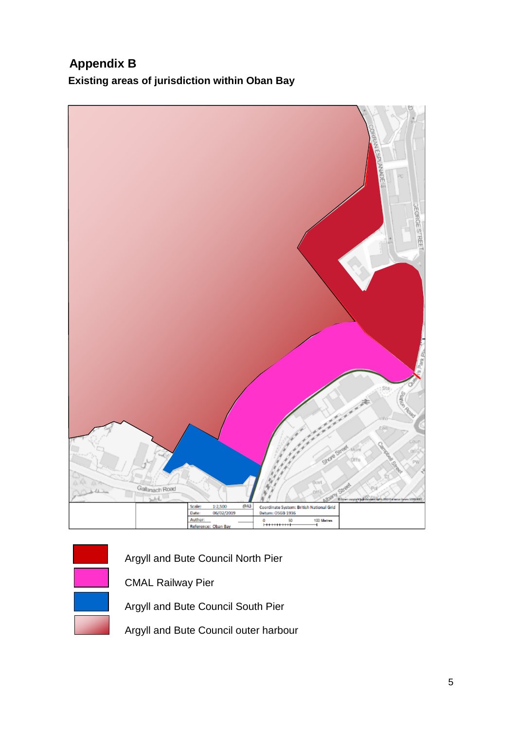## Appendix B

### Existing areas of jurisdiction within Oban Bay

CORRAN ESPLANADE

GEORGE STREET

Gallanach Road

Shore Street

Albany Street

Station Road

Campbell Street

Queen's Park Pl

Scale: 1:2,500 @A3

Date: 06/02/2019

Author:

Reference: Oban Bay

Coordinate System: British National Grid

Datum: OSGB 1936

0 50 100 Metres

Argyll and Bute Council North Pier

CMAL Railway Pier

Argyll and Bute Council South Pier

Argyll and Bute Council outer harbour